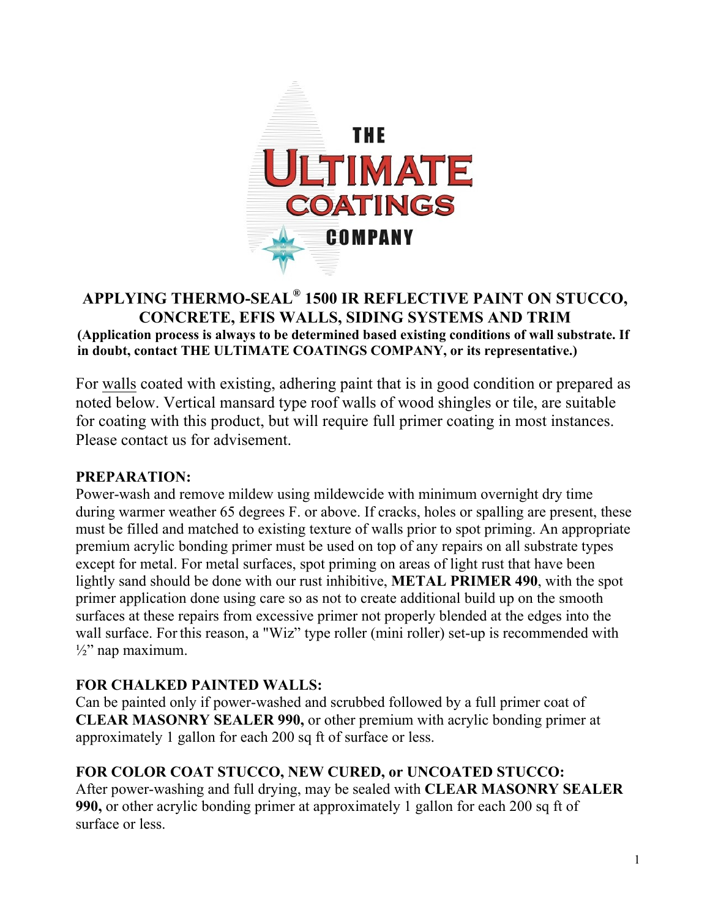THE ULTIMATE COATINGS COMPANY

# APPLYING THERMO-SEAL® 1500 IR REFLECTIVE PAINT ON STUCCO, CONCRETE, EFIS WALLS, SIDING SYSTEMS AND TRIM

**(Application process is always to be determined based existing conditions of wall substrate. If in doubt, contact THE ULTIMATE COATINGS COMPANY, or its representative.)**

For walls coated with existing, adhering paint that is in good condition or prepared as noted below. Vertical mansard type roof walls of wood shingles or tile, are suitable for coating with this product, but will require full primer coating in most instances. Please contact us for advisement.

**PREPARATION:**
Power-wash and remove mildew using mildewcide with minimum overnight dry time during warmer weather 65 degrees F. or above. If cracks, holes or spalling are present, these must be filled and matched to existing texture of walls prior to spot priming. An appropriate premium acrylic bonding primer must be used on top of any repairs on all substrate types except for metal. For metal surfaces, spot priming on areas of light rust that have been lightly sand should be done with our rust inhibitive, **METAL PRIMER 490**, with the spot primer application done using care so as not to create additional build up on the smooth surfaces at these repairs from excessive primer not properly blended at the edges into the wall surface. For this reason, a "Wiz" type roller (mini roller) set-up is recommended with ½" nap maximum.

**FOR CHALKED PAINTED WALLS:**
Can be painted only if power-washed and scrubbed followed by a full primer coat of **CLEAR MASONRY SEALER 990,** or other premium with acrylic bonding primer at approximately 1 gallon for each 200 sq ft of surface or less.

**FOR COLOR COAT STUCCO, NEW CURED, or UNCOATED STUCCO:**
After power-washing and full drying, may be sealed with **CLEAR MASONRY SEALER 990,** or other acrylic bonding primer at approximately 1 gallon for each 200 sq ft of surface or less.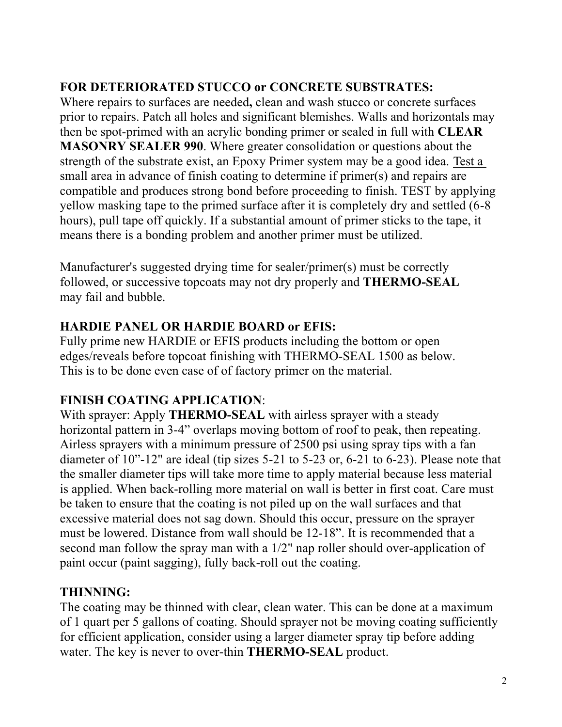**FOR DETERIORATED STUCCO or CONCRETE SUBSTRATES:**
Where repairs to surfaces are needed**,** clean and wash stucco or concrete surfaces prior to repairs. Patch all holes and significant blemishes. Walls and horizontals may then be spot-primed with an acrylic bonding primer or sealed in full with **CLEAR MASONRY SEALER 990**. Where greater consolidation or questions about the strength of the substrate exist, an Epoxy Primer system may be a good idea. <u>Test a small area in advance</u> of finish coating to determine if primer(s) and repairs are compatible and produces strong bond before proceeding to finish. TEST by applying yellow masking tape to the primed surface after it is completely dry and settled (6-8 hours), pull tape off quickly. If a substantial amount of primer sticks to the tape, it means there is a bonding problem and another primer must be utilized.

Manufacturer's suggested drying time for sealer/primer(s) must be correctly followed, or successive topcoats may not dry properly and **THERMO-SEAL** may fail and bubble.

**HARDIE PANEL OR HARDIE BOARD or EFIS:**
Fully prime new HARDIE or EFIS products including the bottom or open edges/reveals before topcoat finishing with THERMO-SEAL 1500 as below. This is to be done even case of of factory primer on the material.

**FINISH COATING APPLICATION**:
With sprayer: Apply **THERMO-SEAL** with airless sprayer with a steady horizontal pattern in 3-4" overlaps moving bottom of roof to peak, then repeating. Airless sprayers with a minimum pressure of 2500 psi using spray tips with a fan diameter of 10"-12" are ideal (tip sizes 5-21 to 5-23 or, 6-21 to 6-23). Please note that the smaller diameter tips will take more time to apply material because less material is applied. When back-rolling more material on wall is better in first coat. Care must be taken to ensure that the coating is not piled up on the wall surfaces and that excessive material does not sag down. Should this occur, pressure on the sprayer must be lowered. Distance from wall should be 12-18". It is recommended that a second man follow the spray man with a 1/2" nap roller should over-application of paint occur (paint sagging), fully back-roll out the coating.

**THINNING:**
The coating may be thinned with clear, clean water. This can be done at a maximum of 1 quart per 5 gallons of coating. Should sprayer not be moving coating sufficiently for efficient application, consider using a larger diameter spray tip before adding water. The key is never to over-thin **THERMO-SEAL** product.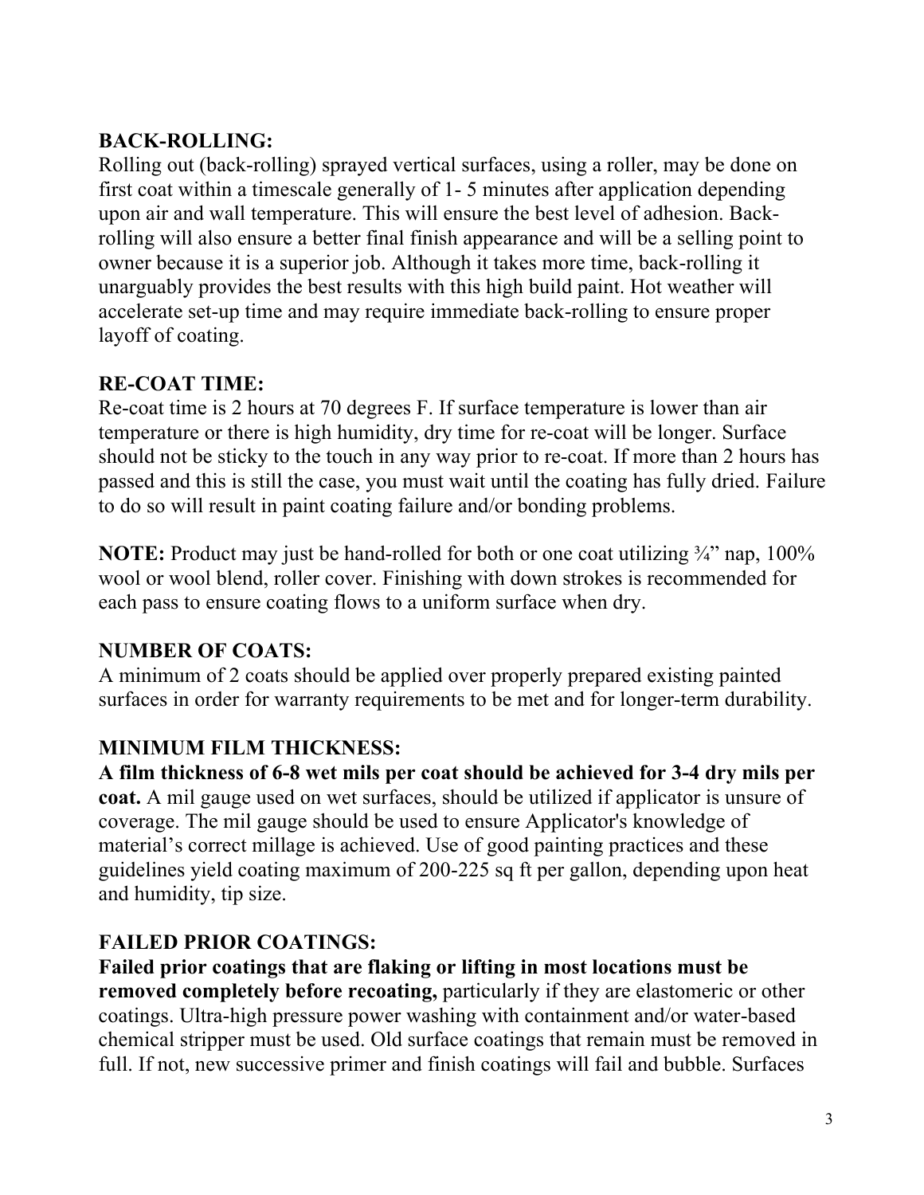**BACK-ROLLING:**
Rolling out (back-rolling) sprayed vertical surfaces, using a roller, may be done on first coat within a timescale generally of 1- 5 minutes after application depending upon air and wall temperature. This will ensure the best level of adhesion. Back-rolling will also ensure a better final finish appearance and will be a selling point to owner because it is a superior job. Although it takes more time, back-rolling it unarguably provides the best results with this high build paint. Hot weather will accelerate set-up time and may require immediate back-rolling to ensure proper layoff of coating.

**RE-COAT TIME:**
Re-coat time is 2 hours at 70 degrees F. If surface temperature is lower than air temperature or there is high humidity, dry time for re-coat will be longer. Surface should not be sticky to the touch in any way prior to re-coat. If more than 2 hours has passed and this is still the case, you must wait until the coating has fully dried. Failure to do so will result in paint coating failure and/or bonding problems.

**NOTE:** Product may just be hand-rolled for both or one coat utilizing ¾" nap, 100% wool or wool blend, roller cover. Finishing with down strokes is recommended for each pass to ensure coating flows to a uniform surface when dry.

**NUMBER OF COATS:**
A minimum of 2 coats should be applied over properly prepared existing painted surfaces in order for warranty requirements to be met and for longer-term durability.

**MINIMUM FILM THICKNESS:**
**A film thickness of 6-8 wet mils per coat should be achieved for 3-4 dry mils per coat.** A mil gauge used on wet surfaces, should be utilized if applicator is unsure of coverage. The mil gauge should be used to ensure Applicator's knowledge of material's correct millage is achieved. Use of good painting practices and these guidelines yield coating maximum of 200-225 sq ft per gallon, depending upon heat and humidity, tip size.

**FAILED PRIOR COATINGS:**
**Failed prior coatings that are flaking or lifting in most locations must be removed completely before recoating,** particularly if they are elastomeric or other coatings. Ultra-high pressure power washing with containment and/or water-based chemical stripper must be used. Old surface coatings that remain must be removed in full. If not, new successive primer and finish coatings will fail and bubble. Surfaces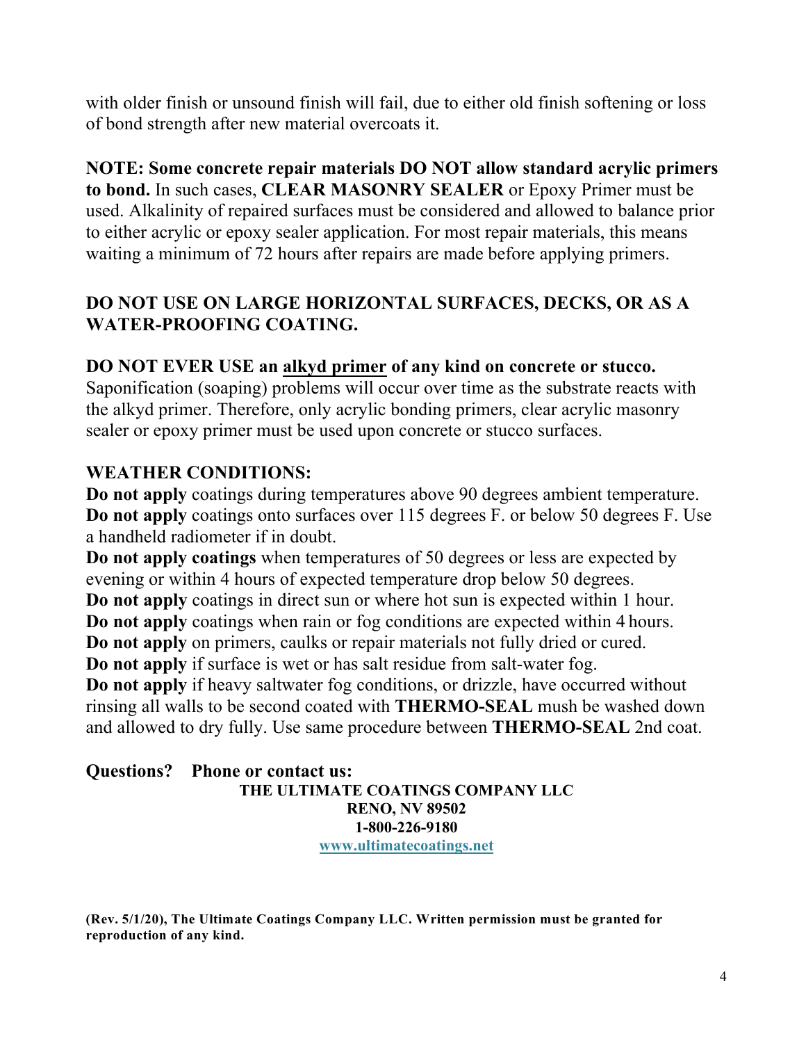with older finish or unsound finish will fail, due to either old finish softening or loss of bond strength after new material overcoats it.

**NOTE: Some concrete repair materials DO NOT allow standard acrylic primers to bond.** In such cases, **CLEAR MASONRY SEALER** or Epoxy Primer must be used. Alkalinity of repaired surfaces must be considered and allowed to balance prior to either acrylic or epoxy sealer application. For most repair materials, this means waiting a minimum of 72 hours after repairs are made before applying primers.

**DO NOT USE ON LARGE HORIZONTAL SURFACES, DECKS, OR AS A WATER-PROOFING COATING.**

**DO NOT EVER USE an alkyd primer of any kind on concrete or stucco.** Saponification (soaping) problems will occur over time as the substrate reacts with the alkyd primer. Therefore, only acrylic bonding primers, clear acrylic masonry sealer or epoxy primer must be used upon concrete or stucco surfaces.

## WEATHER CONDITIONS:

**Do not apply** coatings during temperatures above 90 degrees ambient temperature.
**Do not apply** coatings onto surfaces over 115 degrees F. or below 50 degrees F. Use a handheld radiometer if in doubt.
**Do not apply coatings** when temperatures of 50 degrees or less are expected by evening or within 4 hours of expected temperature drop below 50 degrees.
**Do not apply** coatings in direct sun or where hot sun is expected within 1 hour.
**Do not apply** coatings when rain or fog conditions are expected within 4 hours.
**Do not apply** on primers, caulks or repair materials not fully dried or cured.
**Do not apply** if surface is wet or has salt residue from salt-water fog.
**Do not apply** if heavy saltwater fog conditions, or drizzle, have occurred without rinsing all walls to be second coated with **THERMO-SEAL** mush be washed down and allowed to dry fully. Use same procedure between **THERMO-SEAL** 2nd coat.

**Questions? Phone or contact us:**

**THE ULTIMATE COATINGS COMPANY LLC**
**RENO, NV 89502**
**1-800-226-9180**
**www.ultimatecoatings.net**

**(Rev. 5/1/20), The Ultimate Coatings Company LLC. Written permission must be granted for reproduction of any kind.**